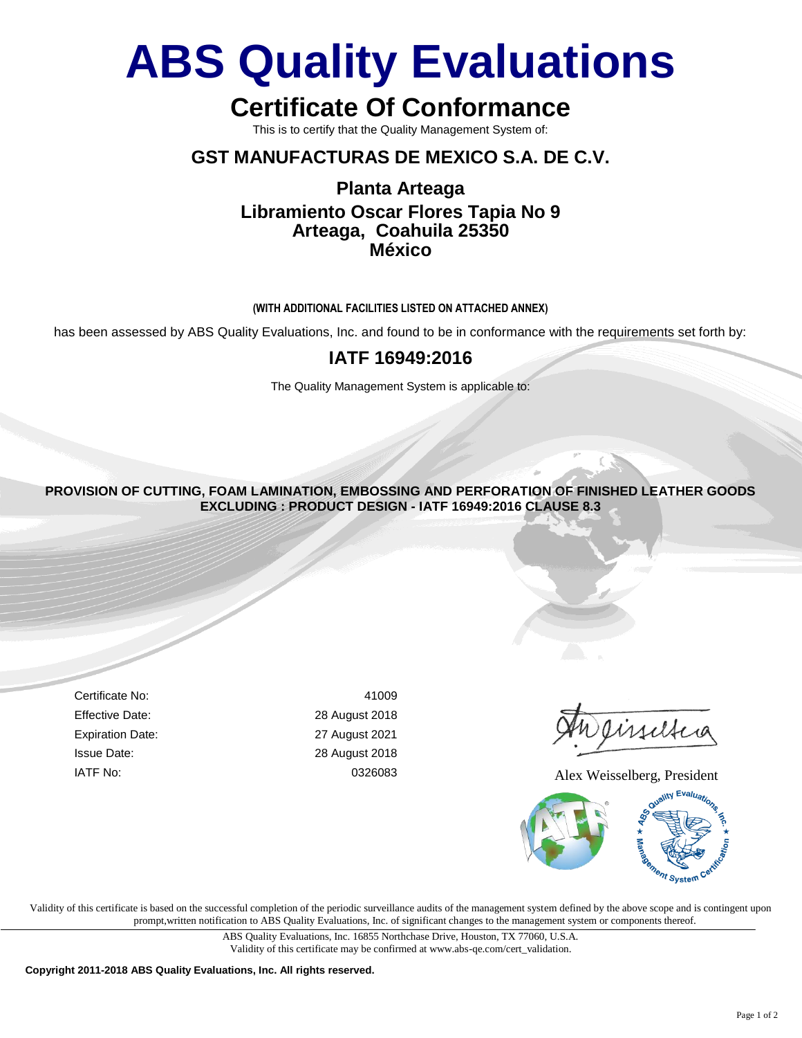# ABS Quality Evaluations

## Certificate Of Conformance

This is to certify that the Quality Management System of:

### GST MANUFACTURAS DE MEXICO S.A. DE C.V.

**Planta Arteaga**
**Libramiento Oscar Flores Tapia No 9**
**Arteaga, Coahuila 25350**
**México**

**(WITH ADDITIONAL FACILITIES LISTED ON ATTACHED ANNEX)**

has been assessed by ABS Quality Evaluations, Inc. and found to be in conformance with the requirements set forth by:

### IATF 16949:2016

The Quality Management System is applicable to:

**PROVISION OF CUTTING, FOAM LAMINATION, EMBOSSING AND PERFORATION OF FINISHED LEATHER GOODS**
**EXCLUDING : PRODUCT DESIGN - IATF 16949:2016 CLAUSE 8.3**

| | |
|---|---|
| Certificate No: | 41009 |
| Effective Date: | 28 August 2018 |
| Expiration Date: | 27 August 2021 |
| Issue Date: | 28 August 2018 |
| IATF No: | 0326083 |

Alex Weisselberg, President

Validity of this certificate is based on the successful completion of the periodic surveillance audits of the management system defined by the above scope and is contingent upon prompt,written notification to ABS Quality Evaluations, Inc. of significant changes to the management system or components thereof.

ABS Quality Evaluations, Inc. 16855 Northchase Drive, Houston, TX 77060, U.S.A.
Validity of this certificate may be confirmed at www.abs-qe.com/cert_validation.

**Copyright 2011-2018 ABS Quality Evaluations, Inc. All rights reserved.**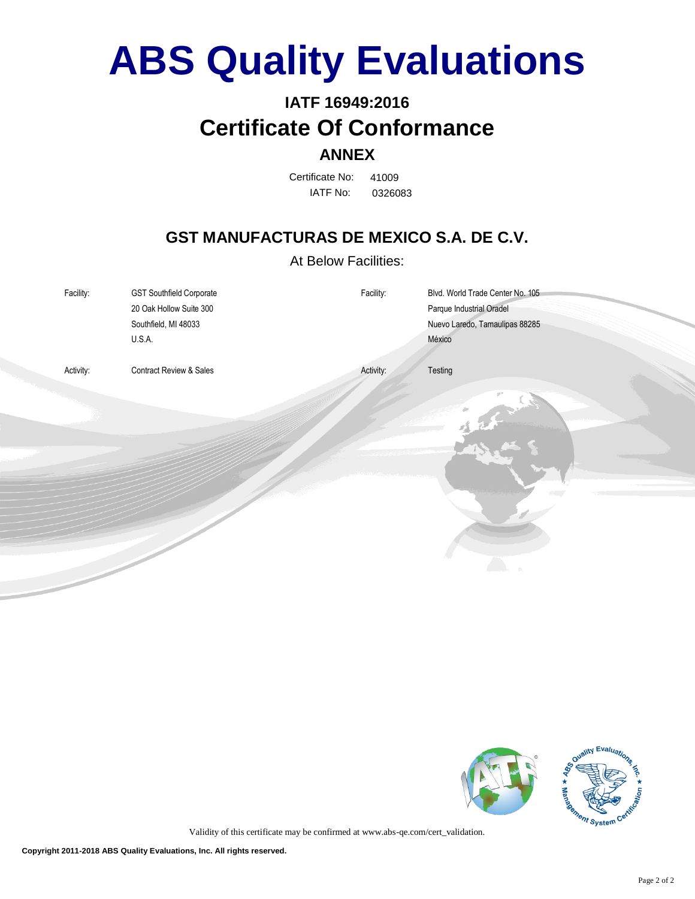# ABS Quality Evaluations

## IATF 16949:2016

## Certificate Of Conformance

### ANNEX

Certificate No: 41009

IATF No: 0326083

## GST MANUFACTURAS DE MEXICO S.A. DE C.V.

At Below Facilities:

| | | | |
|---|---|---|---|
| Facility: | GST Southfield Corporate<br>20 Oak Hollow Suite 300<br>Southfield, MI 48033<br>U.S.A. | Facility: | Blvd. World Trade Center No. 105<br>Parque Industrial Oradel<br>Nuevo Laredo, Tamaulipas 88285<br>México |
| Activity: | Contract Review & Sales | Activity: | Testing |

Validity of this certificate may be confirmed at www.abs-qe.com/cert_validation.

**Copyright 2011-2018 ABS Quality Evaluations, Inc. All rights reserved.**